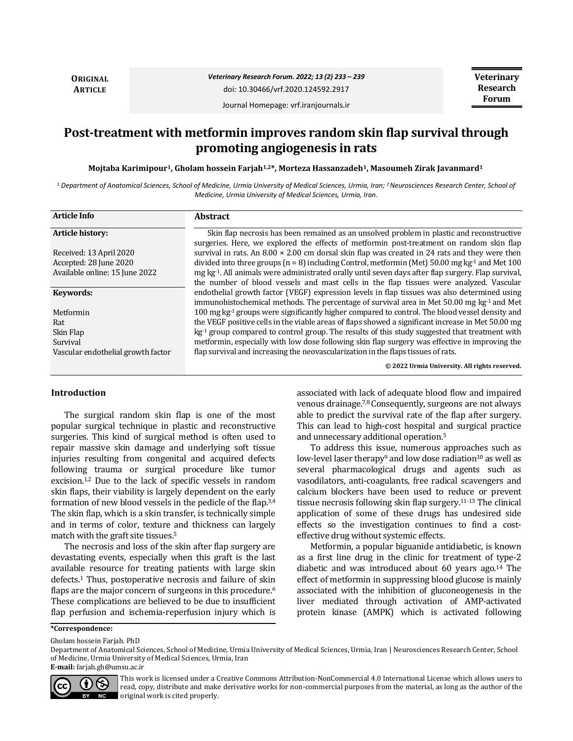ORIGINAL ARTICLE

Veterinary Research Forum. 2022; 13 (2) 233 – 239

doi: 10.30466/vrf.2020.124592.2917

Journal Homepage: vrf.iranjournals.ir

# Post-treatment with metformin improves random skin flap survival through promoting angiogenesis in rats

**Mojtaba Karimipour[1], Gholam hossein Farjah[1,2*], Morteza Hassanzadeh[1], Masoumeh Zirak Javanmard[1]**

[1] Department of Anatomical Sciences, School of Medicine, Urmia University of Medical Sciences, Urmia, Iran; [2] Neurosciences Research Center, School of Medicine, Urmia University of Medical Sciences, Urmia, Iran.

**Article Info**

**Article history:**

Received: 13 April 2020
Accepted: 28 June 2020
Available online: 15 June 2022

**Keywords:**

Metformin
Rat
Skin Flap
Survival
Vascular endothelial growth factor

## Abstract

Skin flap necrosis has been remained as an unsolved problem in plastic and reconstructive surgeries. Here, we explored the effects of metformin post-treatment on random skin flap survival in rats. An $8.00 \times 2.00$ cm dorsal skin flap was created in 24 rats and they were then divided into three groups (n = 8) including Control, metformin (Met) 50.00 mg kg$^{-1}$ and Met 100 mg kg$^{-1}$. All animals were administrated orally until seven days after flap surgery. Flap survival, the number of blood vessels and mast cells in the flap tissues were analyzed. Vascular endothelial growth factor (VEGF) expression levels in flap tissues was also determined using immunohistochemical methods. The percentage of survival area in Met 50.00 mg kg$^{-1}$ and Met 100 mg kg$^{-1}$ groups were significantly higher compared to control. The blood vessel density and the VEGF positive cells in the viable areas of flaps showed a significant increase in Met 50.00 mg kg$^{-1}$ group compared to control group. The results of this study suggested that treatment with metformin, especially with low dose following skin flap surgery was effective in improving the flap survival and increasing the neovascularization in the flaps tissues of rats.

**© 2022 Urmia University. All rights reserved.**

## Introduction

The surgical random skin flap is one of the most popular surgical technique in plastic and reconstructive surgeries. This kind of surgical method is often used to repair massive skin damage and underlying soft tissue injuries resulting from congenital and acquired defects following trauma or surgical procedure like tumor excision.[1,2] Due to the lack of specific vessels in random skin flaps, their viability is largely dependent on the early formation of new blood vessels in the pedicle of the flap.[3,4] The skin flap, which is a skin transfer, is technically simple and in terms of color, texture and thickness can largely match with the graft site tissues.[5]

The necrosis and loss of the skin after flap surgery are devastating events, especially when this graft is the last available resource for treating patients with large skin defects.[1] Thus, postoperative necrosis and failure of skin flaps are the major concern of surgeons in this procedure.[6] These complications are believed to be due to insufficient flap perfusion and ischemia-reperfusion injury which is associated with lack of adequate blood flow and impaired venous drainage.[7,8] Consequently, surgeons are not always able to predict the survival rate of the flap after surgery. This can lead to high-cost hospital and surgical practice and unnecessary additional operation.[5]

To address this issue, numerous approaches such as low-level laser therapy[9] and low dose radiation[10] as well as several pharmacological drugs and agents such as vasodilators, anti-coagulants, free radical scavengers and calcium blockers have been used to reduce or prevent tissue necrosis following skin flap surgery.[11-13] The clinical application of some of these drugs has undesired side effects so the investigation continues to find a cost-effective drug without systemic effects.

Metformin, a popular biguanide antidiabetic, is known as a first line drug in the clinic for treatment of type-2 diabetic and was introduced about 60 years ago.[14] The effect of metformin in suppressing blood glucose is mainly associated with the inhibition of gluconeogenesis in the liver mediated through activation of AMP-activated protein kinase (AMPK) which is activated following

**\*Correspondence:**

Gholam hossein Farjah. PhD

Department of Anatomical Sciences, School of Medicine, Urmia University of Medical Sciences, Urmia, Iran | Neurosciences Research Center, School of Medicine, Urmia University of Medical Sciences, Urmia, Iran

**E-mail:** farjah.gh@umsu.ac.ir

This work is licensed under a Creative Commons Attribution-NonCommercial 4.0 International License which allows users to read, copy, distribute and make derivative works for non-commercial purposes from the material, as long as the author of the original work is cited properly.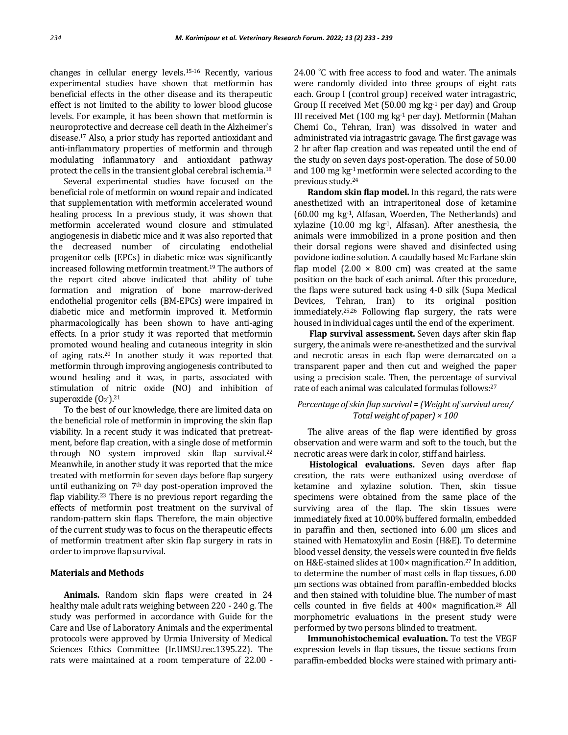changes in cellular energy levels.[15-16] Recently, various experimental studies have shown that metformin has beneficial effects in the other disease and its therapeutic effect is not limited to the ability to lower blood glucose levels. For example, it has been shown that metformin is neuroprotective and decrease cell death in the Alzheimer`s disease.[17] Also, a prior study has reported antioxidant and anti-inflammatory properties of metformin and through modulating inflammatory and antioxidant pathway protect the cells in the transient global cerebral ischemia.[18]

Several experimental studies have focused on the beneficial role of metformin on wound repair and indicated that supplementation with metformin accelerated wound healing process. In a previous study, it was shown that metformin accelerated wound closure and stimulated angiogenesis in diabetic mice and it was also reported that the decreased number of circulating endothelial progenitor cells (EPCs) in diabetic mice was significantly increased following metformin treatment.[19] The authors of the report cited above indicated that ability of tube formation and migration of bone marrow-derived endothelial progenitor cells (BM-EPCs) were impaired in diabetic mice and metformin improved it. Metformin pharmacologically has been shown to have anti-aging effects. In a prior study it was reported that metformin promoted wound healing and cutaneous integrity in skin of aging rats.[20] In another study it was reported that metformin through improving angiogenesis contributed to wound healing and it was, in parts, associated with stimulation of nitric oxide (NO) and inhibition of superoxide ($O_2^-$).[21]

To the best of our knowledge, there are limited data on the beneficial role of metformin in improving the skin flap viability. In a recent study it was indicated that pretreatment, before flap creation, with a single dose of metformin through NO system improved skin flap survival.[22] Meanwhile, in another study it was reported that the mice treated with metformin for seven days before flap surgery until euthanizing on $7^{th}$ day post-operation improved the flap viability.[23] There is no previous report regarding the effects of metformin post treatment on the survival of random-pattern skin flaps. Therefore, the main objective of the current study was to focus on the therapeutic effects of metformin treatment after skin flap surgery in rats in order to improve flap survival.

## Materials and Methods

**Animals.** Random skin flaps were created in 24 healthy male adult rats weighing between 220 - 240 g. The study was performed in accordance with Guide for the Care and Use of Laboratory Animals and the experimental protocols were approved by Urmia University of Medical Sciences Ethics Committee (Ir.UMSU.rec.1395.22). The rats were maintained at a room temperature of 22.00 - 24.00 ˚C with free access to food and water. The animals were randomly divided into three groups of eight rats each. Group I (control group) received water intragastric, Group II received Met (50.00 mg $kg^{-1}$ per day) and Group III received Met (100 mg $kg^{-1}$ per day). Metformin (Mahan Chemi Co., Tehran, Iran) was dissolved in water and administrated via intragastric gavage. The first gavage was 2 hr after flap creation and was repeated until the end of the study on seven days post-operation. The dose of 50.00 and 100 mg $kg^{-1}$ metformin were selected according to the previous study.[24]

**Random skin flap model.** In this regard, the rats were anesthetized with an intraperitoneal dose of ketamine (60.00 mg $kg^{-1}$, Alfasan, Woerden, The Netherlands) and xylazine (10.00 mg $kg^{-1}$, Alfasan). After anesthesia, the animals were immobilized in a prone position and then their dorsal regions were shaved and disinfected using povidone iodine solution. A caudally based Mc Farlane skin flap model (2.00 × 8.00 cm) was created at the same position on the back of each animal. After this procedure, the flaps were sutured back using 4-0 silk (Supa Medical Devices, Tehran, Iran) to its original position immediately.[25,26] Following flap surgery, the rats were housed in individual cages until the end of the experiment.

**Flap survival assessment.** Seven days after skin flap surgery, the animals were re-anesthetized and the survival and necrotic areas in each flap were demarcated on a transparent paper and then cut and weighed the paper using a precision scale. Then, the percentage of survival rate of each animal was calculated formulas follows:[27]

*Percentage of skin flap survival = (Weight of survival area/ Total weight of paper) × 100*

The alive areas of the flap were identified by gross observation and were warm and soft to the touch, but the necrotic areas were dark in color, stiff and hairless.

**Histological evaluations.** Seven days after flap creation, the rats were euthanized using overdose of ketamine and xylazine solution. Then, skin tissue specimens were obtained from the same place of the surviving area of the flap. The skin tissues were immediately fixed at 10.00% buffered formalin, embedded in paraffin and then, sectioned into 6.00 µm slices and stained with Hematoxylin and Eosin (H&E). To determine blood vessel density, the vessels were counted in five fields on H&E-stained slides at 100× magnification.[27] In addition, to determine the number of mast cells in flap tissues, 6.00 µm sections was obtained from paraffin-embedded blocks and then stained with toluidine blue. The number of mast cells counted in five fields at 400× magnification.[28] All morphometric evaluations in the present study were performed by two persons blinded to treatment.

**Immunohistochemical evaluation.** To test the VEGF expression levels in flap tissues, the tissue sections from paraffin-embedded blocks were stained with primary anti-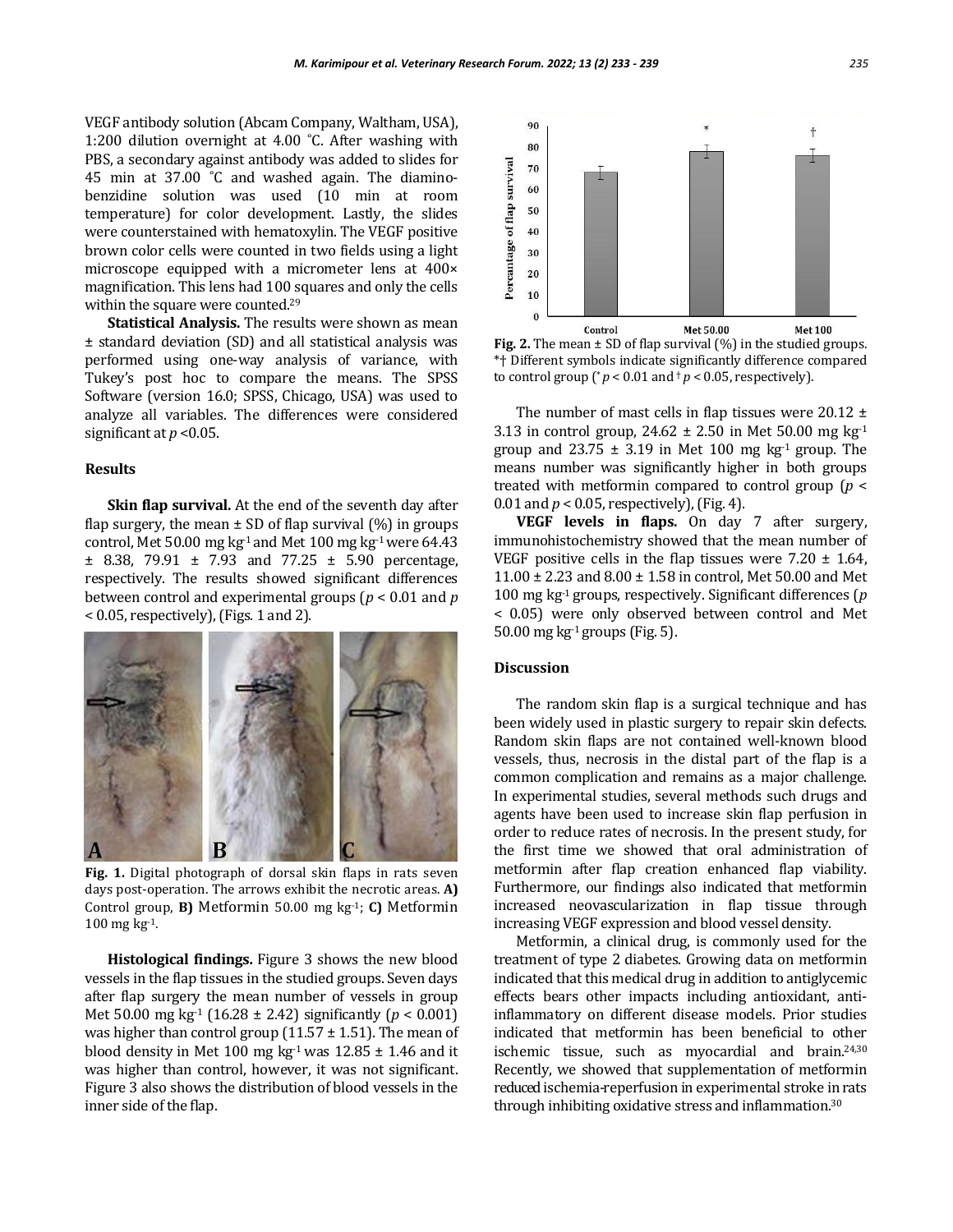VEGF antibody solution (Abcam Company, Waltham, USA), 1:200 dilution overnight at 4.00 ˚C. After washing with PBS, a secondary against antibody was added to slides for 45 min at 37.00 ˚C and washed again. The diaminobenzidine solution was used (10 min at room temperature) for color development. Lastly, the slides were counterstained with hematoxylin. The VEGF positive brown color cells were counted in two fields using a light microscope equipped with a micrometer lens at 400× magnification. This lens had 100 squares and only the cells within the square were counted.[29]

**Statistical Analysis.** The results were shown as mean ± standard deviation (SD) and all statistical analysis was performed using one-way analysis of variance, with Tukey's post hoc to compare the means. The SPSS Software (version 16.0; SPSS, Chicago, USA) was used to analyze all variables. The differences were considered significant at $p < 0.05$.

## Results

**Skin flap survival.** At the end of the seventh day after flap surgery, the mean ± SD of flap survival (%) in groups control, Met 50.00 mg $kg^{-1}$ and Met 100 mg $kg^{-1}$ were 64.43 ± 8.38, 79.91 ± 7.93 and 77.25 ± 5.90 percentage, respectively. The results showed significant differences between control and experimental groups ($p < 0.01$ and $p < 0.05$, respectively), (Figs. 1 and 2).

**Fig. 1.** Digital photograph of dorsal skin flaps in rats seven days post-operation. The arrows exhibit the necrotic areas. **A)** Control group, **B)** Metformin 50.00 mg $kg^{-1}$; **C)** Metformin 100 mg $kg^{-1}$.

**Histological findings.** Figure 3 shows the new blood vessels in the flap tissues in the studied groups. Seven days after flap surgery the mean number of vessels in group Met 50.00 mg $kg^{-1}$ (16.28 ± 2.42) significantly ($p < 0.001$) was higher than control group (11.57 ± 1.51). The mean of blood density in Met 100 mg $kg^{-1}$ was 12.85 ± 1.46 and it was higher than control, however, it was not significant. Figure 3 also shows the distribution of blood vessels in the inner side of the flap.

**Fig. 2.** The mean ± SD of flap survival (%) in the studied groups. *† Different symbols indicate significantly difference compared to control group (* $p < 0.01$ and † $p < 0.05$, respectively).

The number of mast cells in flap tissues were 20.12 ± 3.13 in control group, 24.62 ± 2.50 in Met 50.00 mg $kg^{-1}$ group and 23.75 ± 3.19 in Met 100 mg $kg^{-1}$ group. The means number was significantly higher in both groups treated with metformin compared to control group ($p < 0.01$ and $p < 0.05$, respectively), (Fig. 4).

**VEGF levels in flaps.** On day 7 after surgery, immunohistochemistry showed that the mean number of VEGF positive cells in the flap tissues were 7.20 ± 1.64, 11.00 ± 2.23 and 8.00 ± 1.58 in control, Met 50.00 and Met 100 mg $kg^{-1}$ groups, respectively. Significant differences ($p < 0.05$) were only observed between control and Met 50.00 mg $kg^{-1}$ groups (Fig. 5).

## Discussion

The random skin flap is a surgical technique and has been widely used in plastic surgery to repair skin defects. Random skin flaps are not contained well-known blood vessels, thus, necrosis in the distal part of the flap is a common complication and remains as a major challenge. In experimental studies, several methods such drugs and agents have been used to increase skin flap perfusion in order to reduce rates of necrosis. In the present study, for the first time we showed that oral administration of metformin after flap creation enhanced flap viability. Furthermore, our findings also indicated that metformin increased neovascularization in flap tissue through increasing VEGF expression and blood vessel density.

Metformin, a clinical drug, is commonly used for the treatment of type 2 diabetes. Growing data on metformin indicated that this medical drug in addition to antiglycemic effects bears other impacts including antioxidant, anti-inflammatory on different disease models. Prior studies indicated that metformin has been beneficial to other ischemic tissue, such as myocardial and brain.[24,30] Recently, we showed that supplementation of metformin reduced ischemia-reperfusion in experimental stroke in rats through inhibiting oxidative stress and inflammation.[30]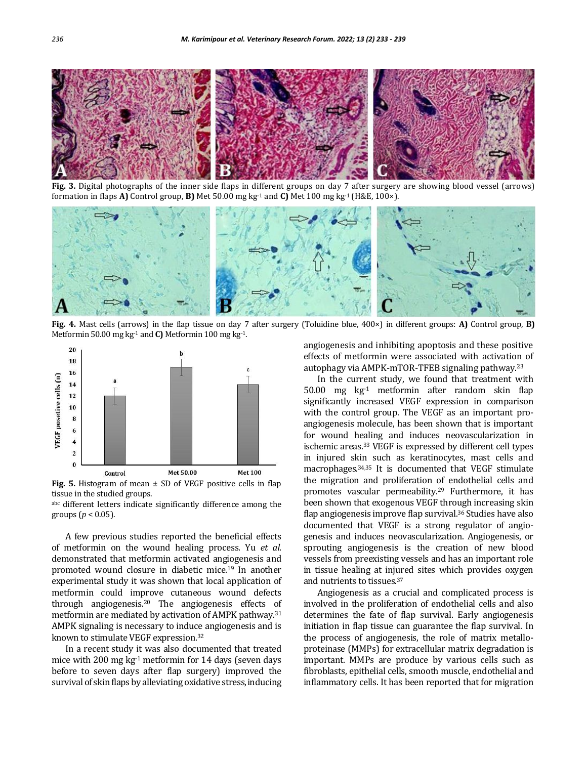Fig. 3. Digital photographs of the inner side flaps in different groups on day 7 after surgery are showing blood vessel (arrows) formation in flaps **A)** Control group, **B)** Met 50.00 mg kg$^{-1}$ and **C)** Met 100 mg kg$^{-1}$ (H&E, 100×).

**Fig. 4.** Mast cells (arrows) in the flap tissue on day 7 after surgery (Toluidine blue, 400×) in different groups: **A)** Control group, **B)** Metformin 50.00 mg kg$^{-1}$ and **C)** Metformin 100 mg kg$^{-1}$.

**Fig. 5.** Histogram of mean ± SD of VEGF positive cells in flap tissue in the studied groups.

abc different letters indicate significantly difference among the groups ($p < 0.05$).

A few previous studies reported the beneficial effects of metformin on the wound healing process. Yu *et al*. demonstrated that metformin activated angiogenesis and promoted wound closure in diabetic mice.[19] In another experimental study it was shown that local application of metformin could improve cutaneous wound defects through angiogenesis.[20] The angiogenesis effects of metformin are mediated by activation of AMPK pathway.[31] AMPK signaling is necessary to induce angiogenesis and is known to stimulate VEGF expression.[32]

In a recent study it was also documented that treated mice with 200 mg kg$^{-1}$ metformin for 14 days (seven days before to seven days after flap surgery) improved the survival of skin flaps by alleviating oxidative stress, inducing angiogenesis and inhibiting apoptosis and these positive effects of metformin were associated with activation of autophagy via AMPK-mTOR-TFEB signaling pathway.[23]

In the current study, we found that treatment with 50.00 mg kg$^{-1}$ metformin after random skin flap significantly increased VEGF expression in comparison with the control group. The VEGF as an important pro-angiogenesis molecule, has been shown that is important for wound healing and induces neovascularization in ischemic areas.[33] VEGF is expressed by different cell types in injured skin such as keratinocytes, mast cells and macrophages.[34,35] It is documented that VEGF stimulate the migration and proliferation of endothelial cells and promotes vascular permeability.[29] Furthermore, it has been shown that exogenous VEGF through increasing skin flap angiogenesis improve flap survival.[36] Studies have also documented that VEGF is a strong regulator of angiogenesis and induces neovascularization. Angiogenesis, or sprouting angiogenesis is the creation of new blood vessels from preexisting vessels and has an important role in tissue healing at injured sites which provides oxygen and nutrients to tissues.[37]

Angiogenesis as a crucial and complicated process is involved in the proliferation of endothelial cells and also determines the fate of flap survival. Early angiogenesis initiation in flap tissue can guarantee the flap survival. In the process of angiogenesis, the role of matrix metalloproteinase (MMPs) for extracellular matrix degradation is important. MMPs are produce by various cells such as fibroblasts, epithelial cells, smooth muscle, endothelial and inflammatory cells. It has been reported that for migration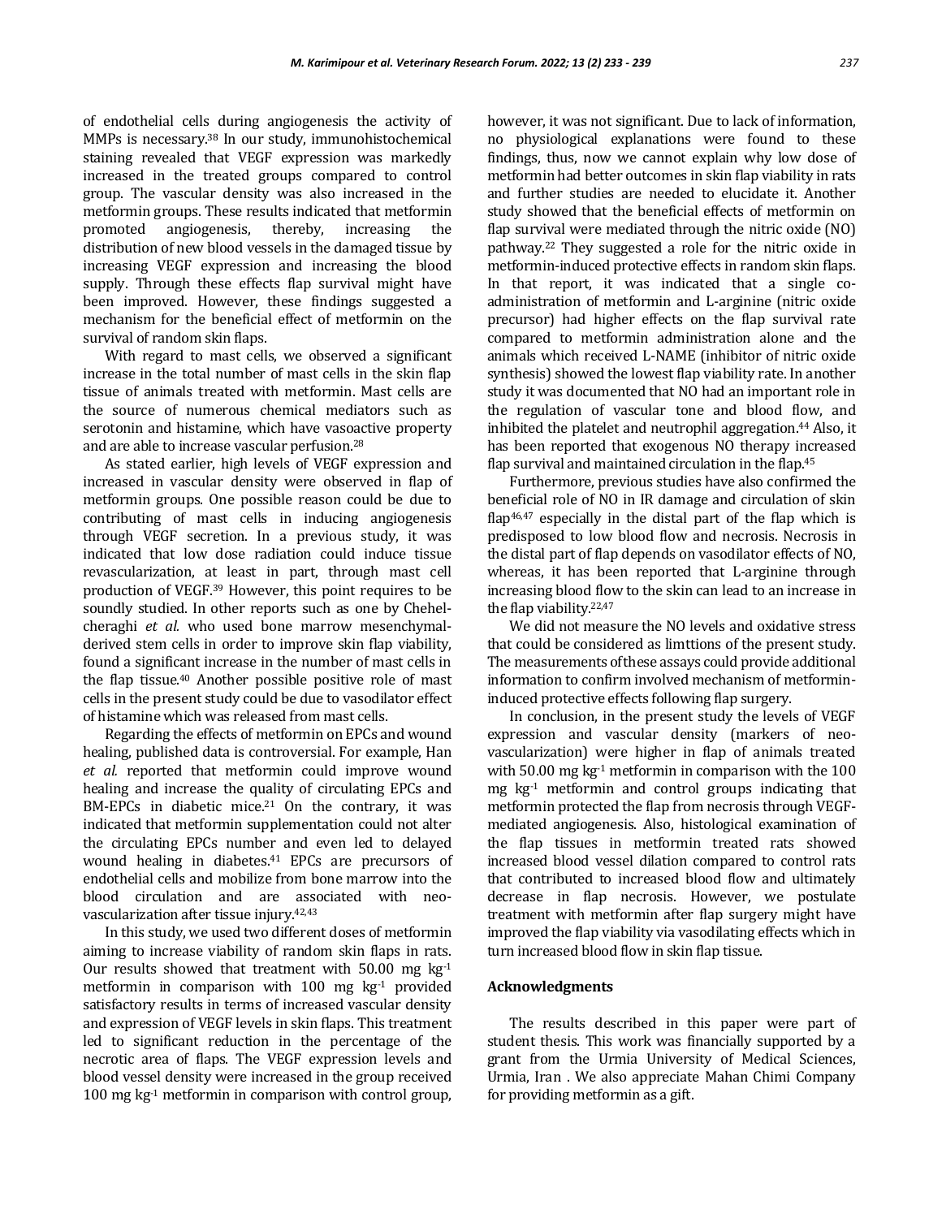of endothelial cells during angiogenesis the activity of MMPs is necessary.[38] In our study, immunohistochemical staining revealed that VEGF expression was markedly increased in the treated groups compared to control group. The vascular density was also increased in the metformin groups. These results indicated that metformin promoted angiogenesis, thereby, increasing the distribution of new blood vessels in the damaged tissue by increasing VEGF expression and increasing the blood supply. Through these effects flap survival might have been improved. However, these findings suggested a mechanism for the beneficial effect of metformin on the survival of random skin flaps.

With regard to mast cells, we observed a significant increase in the total number of mast cells in the skin flap tissue of animals treated with metformin. Mast cells are the source of numerous chemical mediators such as serotonin and histamine, which have vasoactive property and are able to increase vascular perfusion.[28]

As stated earlier, high levels of VEGF expression and increased in vascular density were observed in flap of metformin groups. One possible reason could be due to contributing of mast cells in inducing angiogenesis through VEGF secretion. In a previous study, it was indicated that low dose radiation could induce tissue revascularization, at least in part, through mast cell production of VEGF.[39] However, this point requires to be soundly studied. In other reports such as one by Chehelcheraghi *et al.* who used bone marrow mesenchymal-derived stem cells in order to improve skin flap viability, found a significant increase in the number of mast cells in the flap tissue.[40] Another possible positive role of mast cells in the present study could be due to vasodilator effect of histamine which was released from mast cells.

Regarding the effects of metformin on EPCs and wound healing, published data is controversial. For example, Han *et al.* reported that metformin could improve wound healing and increase the quality of circulating EPCs and BM-EPCs in diabetic mice.[21] On the contrary, it was indicated that metformin supplementation could not alter the circulating EPCs number and even led to delayed wound healing in diabetes.[41] EPCs are precursors of endothelial cells and mobilize from bone marrow into the blood circulation and are associated with neo-vascularization after tissue injury.[42,43]

In this study, we used two different doses of metformin aiming to increase viability of random skin flaps in rats. Our results showed that treatment with 50.00 mg $kg^{-1}$ metformin in comparison with 100 mg $kg^{-1}$ provided satisfactory results in terms of increased vascular density and expression of VEGF levels in skin flaps. This treatment led to significant reduction in the percentage of the necrotic area of flaps. The VEGF expression levels and blood vessel density were increased in the group received 100 mg $kg^{-1}$ metformin in comparison with control group, however, it was not significant. Due to lack of information, no physiological explanations were found to these findings, thus, now we cannot explain why low dose of metformin had better outcomes in skin flap viability in rats and further studies are needed to elucidate it. Another study showed that the beneficial effects of metformin on flap survival were mediated through the nitric oxide (NO) pathway.[22] They suggested a role for the nitric oxide in metformin-induced protective effects in random skin flaps. In that report, it was indicated that a single co-administration of metformin and L-arginine (nitric oxide precursor) had higher effects on the flap survival rate compared to metformin administration alone and the animals which received L-NAME (inhibitor of nitric oxide synthesis) showed the lowest flap viability rate. In another study it was documented that NO had an important role in the regulation of vascular tone and blood flow, and inhibited the platelet and neutrophil aggregation.[44] Also, it has been reported that exogenous NO therapy increased flap survival and maintained circulation in the flap.[45]

Furthermore, previous studies have also confirmed the beneficial role of NO in IR damage and circulation of skin flap[46,47] especially in the distal part of the flap which is predisposed to low blood flow and necrosis. Necrosis in the distal part of flap depends on vasodilator effects of NO, whereas, it has been reported that L-arginine through increasing blood flow to the skin can lead to an increase in the flap viability.[22,47]

We did not measure the NO levels and oxidative stress that could be considered as limttions of the present study. The measurements ofthese assays could provide additional information to confirm involved mechanism of metformin-induced protective effects following flap surgery.

In conclusion, in the present study the levels of VEGF expression and vascular density (markers of neo-vascularization) were higher in flap of animals treated with 50.00 mg $kg^{-1}$ metformin in comparison with the 100 mg $kg^{-1}$ metformin and control groups indicating that metformin protected the flap from necrosis through VEGF-mediated angiogenesis. Also, histological examination of the flap tissues in metformin treated rats showed increased blood vessel dilation compared to control rats that contributed to increased blood flow and ultimately decrease in flap necrosis. However, we postulate treatment with metformin after flap surgery might have improved the flap viability via vasodilating effects which in turn increased blood flow in skin flap tissue.

## Acknowledgments

The results described in this paper were part of student thesis. This work was financially supported by a grant from the Urmia University of Medical Sciences, Urmia, Iran . We also appreciate Mahan Chimi Company for providing metformin as a gift.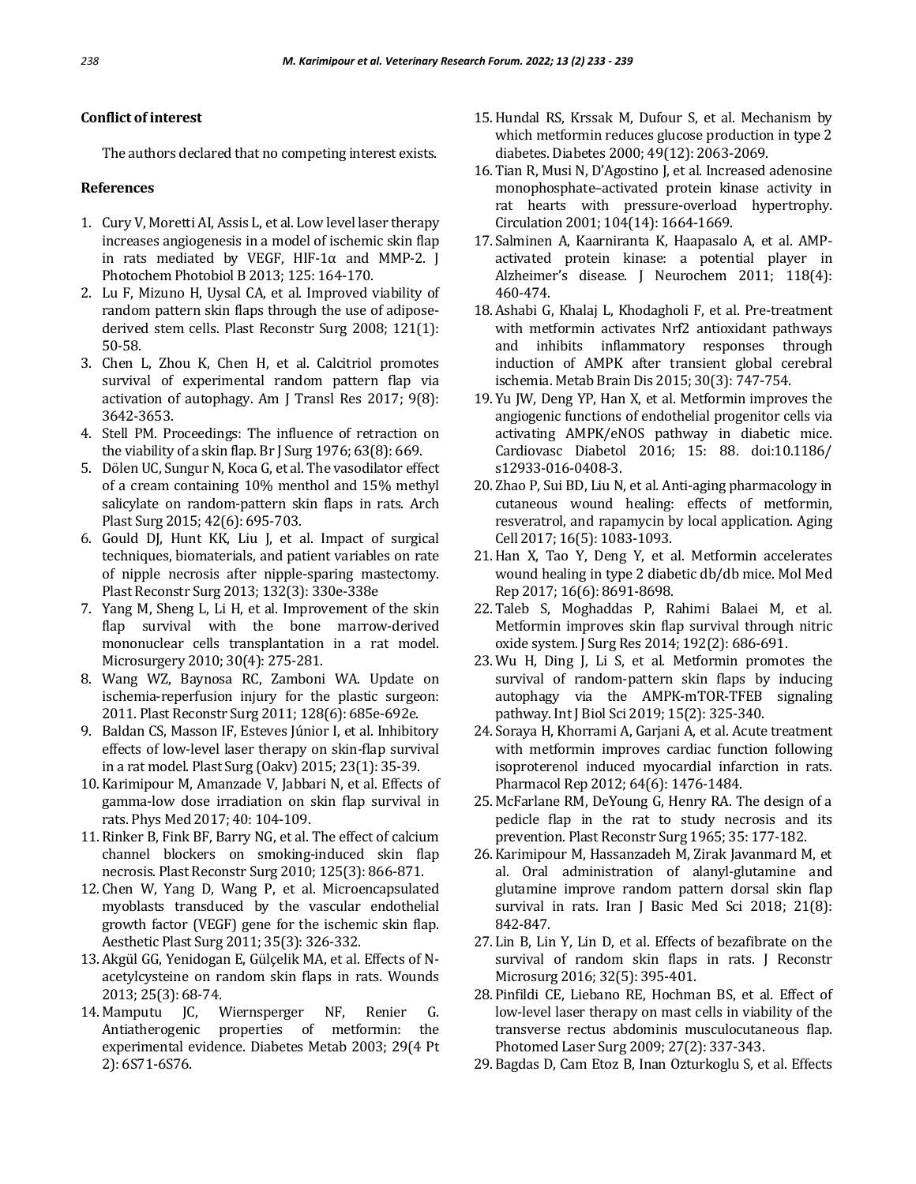## Conflict of interest

The authors declared that no competing interest exists.

## References

1. Cury V, Moretti AI, Assis L, et al. Low level laser therapy increases angiogenesis in a model of ischemic skin flap in rats mediated by VEGF, HIF-1α and MMP-2. J Photochem Photobiol B 2013; 125: 164-170.
2. Lu F, Mizuno H, Uysal CA, et al. Improved viability of random pattern skin flaps through the use of adipose-derived stem cells. Plast Reconstr Surg 2008; 121(1): 50-58.
3. Chen L, Zhou K, Chen H, et al. Calcitriol promotes survival of experimental random pattern flap via activation of autophagy. Am J Transl Res 2017; 9(8): 3642-3653.
4. Stell PM. Proceedings: The influence of retraction on the viability of a skin flap. Br J Surg 1976; 63(8): 669.
5. Dölen UC, Sungur N, Koca G, et al. The vasodilator effect of a cream containing 10% menthol and 15% methyl salicylate on random-pattern skin flaps in rats. Arch Plast Surg 2015; 42(6): 695-703.
6. Gould DJ, Hunt KK, Liu J, et al. Impact of surgical techniques, biomaterials, and patient variables on rate of nipple necrosis after nipple-sparing mastectomy. Plast Reconstr Surg 2013; 132(3): 330e-338e
7. Yang M, Sheng L, Li H, et al. Improvement of the skin flap survival with the bone marrow-derived mononuclear cells transplantation in a rat model. Microsurgery 2010; 30(4): 275-281.
8. Wang WZ, Baynosa RC, Zamboni WA. Update on ischemia-reperfusion injury for the plastic surgeon: 2011. Plast Reconstr Surg 2011; 128(6): 685e-692e.
9. Baldan CS, Masson IF, Esteves Júnior I, et al. Inhibitory effects of low-level laser therapy on skin-flap survival in a rat model. Plast Surg (Oakv) 2015; 23(1): 35-39.
10. Karimipour M, Amanzade V, Jabbari N, et al. Effects of gamma-low dose irradiation on skin flap survival in rats. Phys Med 2017; 40: 104-109.
11. Rinker B, Fink BF, Barry NG, et al. The effect of calcium channel blockers on smoking-induced skin flap necrosis. Plast Reconstr Surg 2010; 125(3): 866-871.
12. Chen W, Yang D, Wang P, et al. Microencapsulated myoblasts transduced by the vascular endothelial growth factor (VEGF) gene for the ischemic skin flap. Aesthetic Plast Surg 2011; 35(3): 326-332.
13. Akgül GG, Yenidogan E, Gülçelik MA, et al. Effects of N-acetylcysteine on random skin flaps in rats. Wounds 2013; 25(3): 68-74.
14. Mamputu JC, Wiernsperger NF, Renier G. Antiatherogenic properties of metformin: the experimental evidence. Diabetes Metab 2003; 29(4 Pt 2): 6S71-6S76.
15. Hundal RS, Krssak M, Dufour S, et al. Mechanism by which metformin reduces glucose production in type 2 diabetes. Diabetes 2000; 49(12): 2063-2069.
16. Tian R, Musi N, D'Agostino J, et al. Increased adenosine monophosphate–activated protein kinase activity in rat hearts with pressure-overload hypertrophy. Circulation 2001; 104(14): 1664-1669.
17. Salminen A, Kaarniranta K, Haapasalo A, et al. AMP-activated protein kinase: a potential player in Alzheimer's disease. J Neurochem 2011; 118(4): 460-474.
18. Ashabi G, Khalaj L, Khodagholi F, et al. Pre-treatment with metformin activates Nrf2 antioxidant pathways and inhibits inflammatory responses through induction of AMPK after transient global cerebral ischemia. Metab Brain Dis 2015; 30(3): 747-754.
19. Yu JW, Deng YP, Han X, et al. Metformin improves the angiogenic functions of endothelial progenitor cells via activating AMPK/eNOS pathway in diabetic mice. Cardiovasc Diabetol 2016; 15: 88. doi:10.1186/s12933-016-0408-3.
20. Zhao P, Sui BD, Liu N, et al. Anti-aging pharmacology in cutaneous wound healing: effects of metformin, resveratrol, and rapamycin by local application. Aging Cell 2017; 16(5): 1083-1093.
21. Han X, Tao Y, Deng Y, et al. Metformin accelerates wound healing in type 2 diabetic db/db mice. Mol Med Rep 2017; 16(6): 8691-8698.
22. Taleb S, Moghaddas P, Rahimi Balaei M, et al. Metformin improves skin flap survival through nitric oxide system. J Surg Res 2014; 192(2): 686-691.
23. Wu H, Ding J, Li S, et al. Metformin promotes the survival of random-pattern skin flaps by inducing autophagy via the AMPK-mTOR-TFEB signaling pathway. Int J Biol Sci 2019; 15(2): 325-340.
24. Soraya H, Khorrami A, Garjani A, et al. Acute treatment with metformin improves cardiac function following isoproterenol induced myocardial infarction in rats. Pharmacol Rep 2012; 64(6): 1476-1484.
25. McFarlane RM, DeYoung G, Henry RA. The design of a pedicle flap in the rat to study necrosis and its prevention. Plast Reconstr Surg 1965; 35: 177-182.
26. Karimipour M, Hassanzadeh M, Zirak Javanmard M, et al. Oral administration of alanyl-glutamine and glutamine improve random pattern dorsal skin flap survival in rats. Iran J Basic Med Sci 2018; 21(8): 842-847.
27. Lin B, Lin Y, Lin D, et al. Effects of bezafibrate on the survival of random skin flaps in rats. J Reconstr Microsurg 2016; 32(5): 395-401.
28. Pinfildi CE, Liebano RE, Hochman BS, et al. Effect of low-level laser therapy on mast cells in viability of the transverse rectus abdominis musculocutaneous flap. Photomed Laser Surg 2009; 27(2): 337-343.
29. Bagdas D, Cam Etoz B, Inan Ozturkoglu S, et al. Effects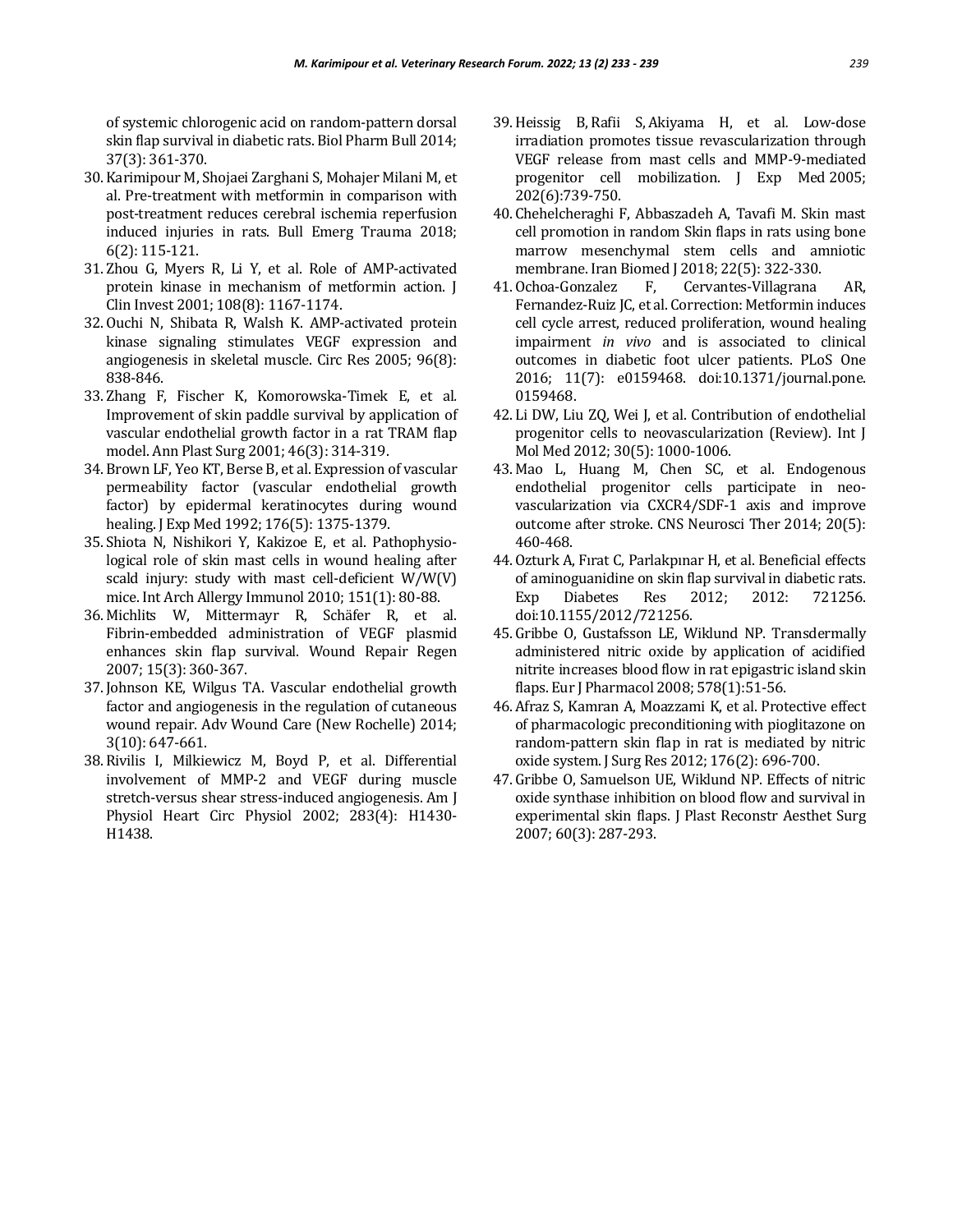of systemic chlorogenic acid on random-pattern dorsal skin flap survival in diabetic rats. Biol Pharm Bull 2014; 37(3): 361-370.

30. Karimipour M, Shojaei Zarghani S, Mohajer Milani M, et al. Pre-treatment with metformin in comparison with post-treatment reduces cerebral ischemia reperfusion induced injuries in rats. Bull Emerg Trauma 2018; 6(2): 115-121.
31. Zhou G, Myers R, Li Y, et al. Role of AMP-activated protein kinase in mechanism of metformin action. J Clin Invest 2001; 108(8): 1167-1174.
32. Ouchi N, Shibata R, Walsh K. AMP-activated protein kinase signaling stimulates VEGF expression and angiogenesis in skeletal muscle. Circ Res 2005; 96(8): 838-846.
33. Zhang F, Fischer K, Komorowska-Timek E, et al. Improvement of skin paddle survival by application of vascular endothelial growth factor in a rat TRAM flap model. Ann Plast Surg 2001; 46(3): 314-319.
34. Brown LF, Yeo KT, Berse B, et al. Expression of vascular permeability factor (vascular endothelial growth factor) by epidermal keratinocytes during wound healing. J Exp Med 1992; 176(5): 1375-1379.
35. Shiota N, Nishikori Y, Kakizoe E, et al. Pathophysiological role of skin mast cells in wound healing after scald injury: study with mast cell-deficient W/W(V) mice. Int Arch Allergy Immunol 2010; 151(1): 80-88.
36. Michlits W, Mittermayr R, Schäfer R, et al. Fibrin-embedded administration of VEGF plasmid enhances skin flap survival. Wound Repair Regen 2007; 15(3): 360-367.
37. Johnson KE, Wilgus TA. Vascular endothelial growth factor and angiogenesis in the regulation of cutaneous wound repair. Adv Wound Care (New Rochelle) 2014; 3(10): 647-661.
38. Rivilis I, Milkiewicz M, Boyd P, et al. Differential involvement of MMP-2 and VEGF during muscle stretch-versus shear stress-induced angiogenesis. Am J Physiol Heart Circ Physiol 2002; 283(4): H1430-H1438.
39. Heissig B, Rafii S, Akiyama H, et al. Low-dose irradiation promotes tissue revascularization through VEGF release from mast cells and MMP-9-mediated progenitor cell mobilization. J Exp Med 2005; 202(6):739-750.
40. Chehelcheraghi F, Abbaszadeh A, Tavafi M. Skin mast cell promotion in random Skin flaps in rats using bone marrow mesenchymal stem cells and amniotic membrane. Iran Biomed J 2018; 22(5): 322-330.
41. Ochoa-Gonzalez F, Cervantes-Villagrana AR, Fernandez-Ruiz JC, et al. Correction: Metformin induces cell cycle arrest, reduced proliferation, wound healing impairment *in vivo* and is associated to clinical outcomes in diabetic foot ulcer patients. PLoS One 2016; 11(7): e0159468. doi:10.1371/journal.pone.0159468.
42. Li DW, Liu ZQ, Wei J, et al. Contribution of endothelial progenitor cells to neovascularization (Review). Int J Mol Med 2012; 30(5): 1000-1006.
43. Mao L, Huang M, Chen SC, et al. Endogenous endothelial progenitor cells participate in neovascularization via CXCR4/SDF-1 axis and improve outcome after stroke. CNS Neurosci Ther 2014; 20(5): 460-468.
44. Ozturk A, Fırat C, Parlakpınar H, et al. Beneficial effects of aminoguanidine on skin flap survival in diabetic rats. Exp Diabetes Res 2012; 2012: 721256. doi:10.1155/2012/721256.
45. Gribbe O, Gustafsson LE, Wiklund NP. Transdermally administered nitric oxide by application of acidified nitrite increases blood flow in rat epigastric island skin flaps. Eur J Pharmacol 2008; 578(1):51-56.
46. Afraz S, Kamran A, Moazzami K, et al. Protective effect of pharmacologic preconditioning with pioglitazone on random-pattern skin flap in rat is mediated by nitric oxide system. J Surg Res 2012; 176(2): 696-700.
47. Gribbe O, Samuelson UE, Wiklund NP. Effects of nitric oxide synthase inhibition on blood flow and survival in experimental skin flaps. J Plast Reconstr Aesthet Surg 2007; 60(3): 287-293.